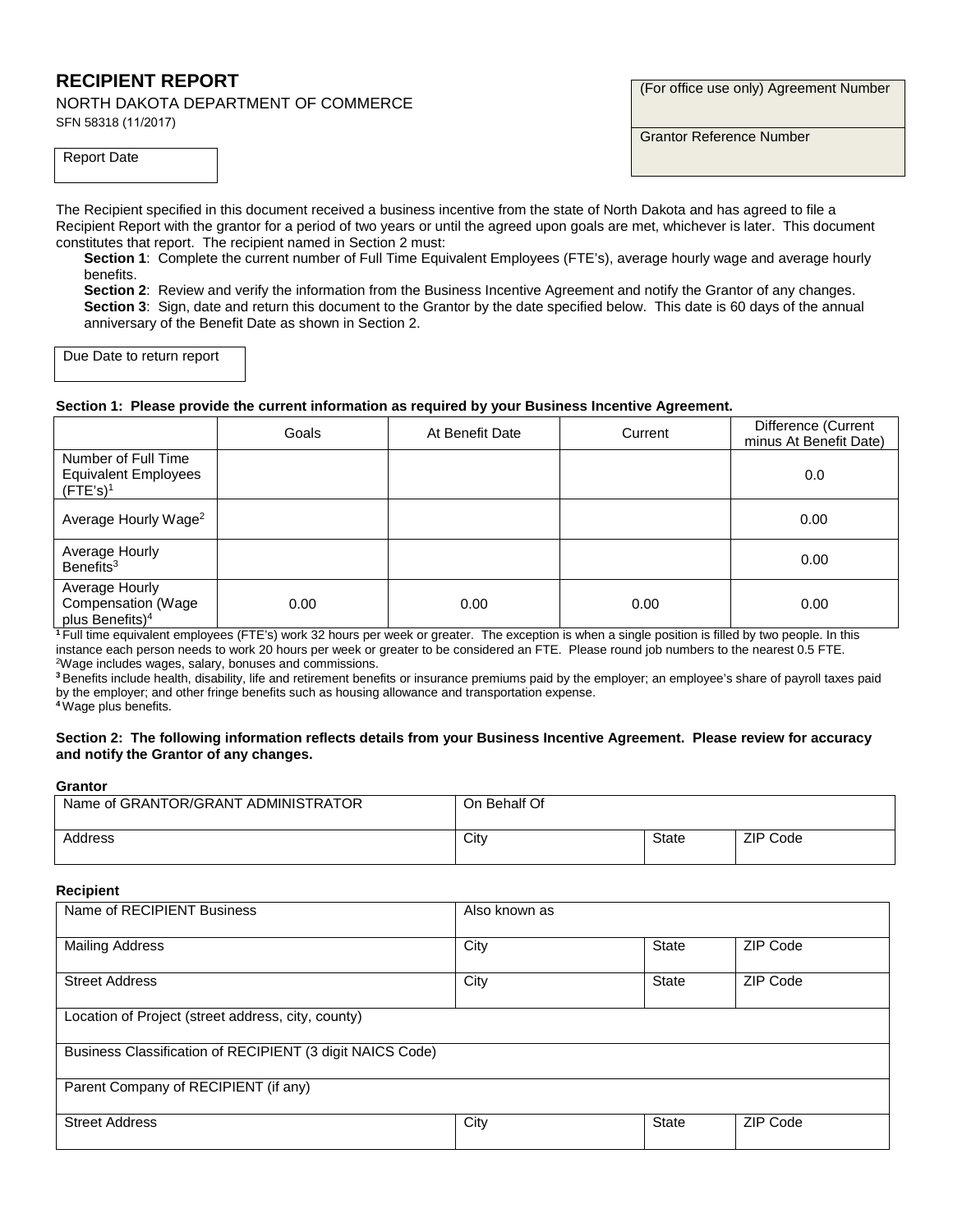# RECIPIENT REPORT

NORTH DAKOTA DEPARTMENT OF COMMERCE

SFN 58318 (11/2017)

| (For office use only) Agreement Number |
| --- |
| Grantor Reference Number |

| Report Date |
| --- |
| |

The Recipient specified in this document received a business incentive from the state of North Dakota and has agreed to file a Recipient Report with the grantor for a period of two years or until the agreed upon goals are met, whichever is later. This document constitutes that report. The recipient named in Section 2 must:

**Section 1**: Complete the current number of Full Time Equivalent Employees (FTE's), average hourly wage and average hourly benefits.
**Section 2**: Review and verify the information from the Business Incentive Agreement and notify the Grantor of any changes.
**Section 3**: Sign, date and return this document to the Grantor by the date specified below. This date is 60 days of the annual anniversary of the Benefit Date as shown in Section 2.

| Due Date to return report |
| --- |
| |

**Section 1: Please provide the current information as required by your Business Incentive Agreement.**

| | Goals | At Benefit Date | Current | Difference (Current minus At Benefit Date) |
| --- | --- | --- | --- | --- |
| Number of Full Time Equivalent Employees (FTE's)[1] | | | | 0.0 |
| Average Hourly Wage[2] | | | | 0.00 |
| Average Hourly Benefits[3] | | | | 0.00 |
| Average Hourly Compensation (Wage plus Benefits)[4] | 0.00 | 0.00 | 0.00 | 0.00 |

[1] Full time equivalent employees (FTE's) work 32 hours per week or greater. The exception is when a single position is filled by two people. In this instance each person needs to work 20 hours per week or greater to be considered an FTE. Please round job numbers to the nearest 0.5 FTE.
[2] Wage includes wages, salary, bonuses and commissions.
[3] Benefits include health, disability, life and retirement benefits or insurance premiums paid by the employer; an employee's share of payroll taxes paid by the employer; and other fringe benefits such as housing allowance and transportation expense.
[4] Wage plus benefits.

**Section 2: The following information reflects details from your Business Incentive Agreement. Please review for accuracy and notify the Grantor of any changes.**

**Grantor**

| Name of GRANTOR/GRANT ADMINISTRATOR | On Behalf Of | | |
| --- | --- | --- | --- |
| Address | City | State | ZIP Code |

**Recipient**

| Name of RECIPIENT Business | Also known as | | |
| --- | --- | --- | --- |
| Mailing Address | City | State | ZIP Code |
| Street Address | City | State | ZIP Code |
| Location of Project (street address, city, county) | | | |
| Business Classification of RECIPIENT (3 digit NAICS Code) | | | |
| Parent Company of RECIPIENT (if any) | | | |
| Street Address | City | State | ZIP Code |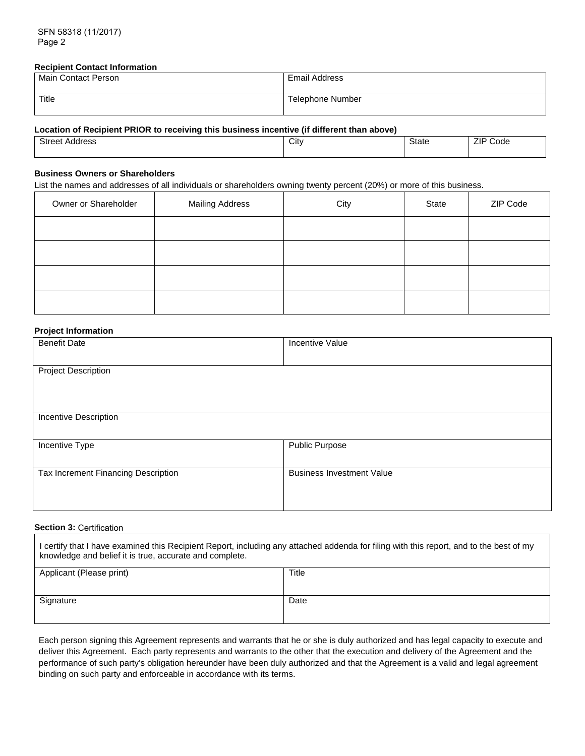### Recipient Contact Information

| | |
|---|---|
| Main Contact Person | Email Address |
| Title | Telephone Number |

### Location of Recipient PRIOR to receiving this business incentive (if different than above)

| | | | |
|---|---|---|---|
| Street Address | City | State | ZIP Code |

### Business Owners or Shareholders

List the names and addresses of all individuals or shareholders owning twenty percent (20%) or more of this business.

| Owner or Shareholder | Mailing Address | City | State | ZIP Code |
|---|---|---|---|---|
| | | | | |
| | | | | |
| | | | | |
| | | | | |

### Project Information

| | |
|---|---|
| Benefit Date | Incentive Value |
| Project Description | |
| Incentive Description | |
| Incentive Type | Public Purpose |
| Tax Increment Financing Description | Business Investment Value |

### Section 3: Certification

I certify that I have examined this Recipient Report, including any attached addenda for filing with this report, and to the best of my knowledge and belief it is true, accurate and complete.

| | |
|---|---|
| Applicant (Please print) | Title |
| Signature | Date |

Each person signing this Agreement represents and warrants that he or she is duly authorized and has legal capacity to execute and deliver this Agreement. Each party represents and warrants to the other that the execution and delivery of the Agreement and the performance of such party's obligation hereunder have been duly authorized and that the Agreement is a valid and legal agreement binding on such party and enforceable in accordance with its terms.